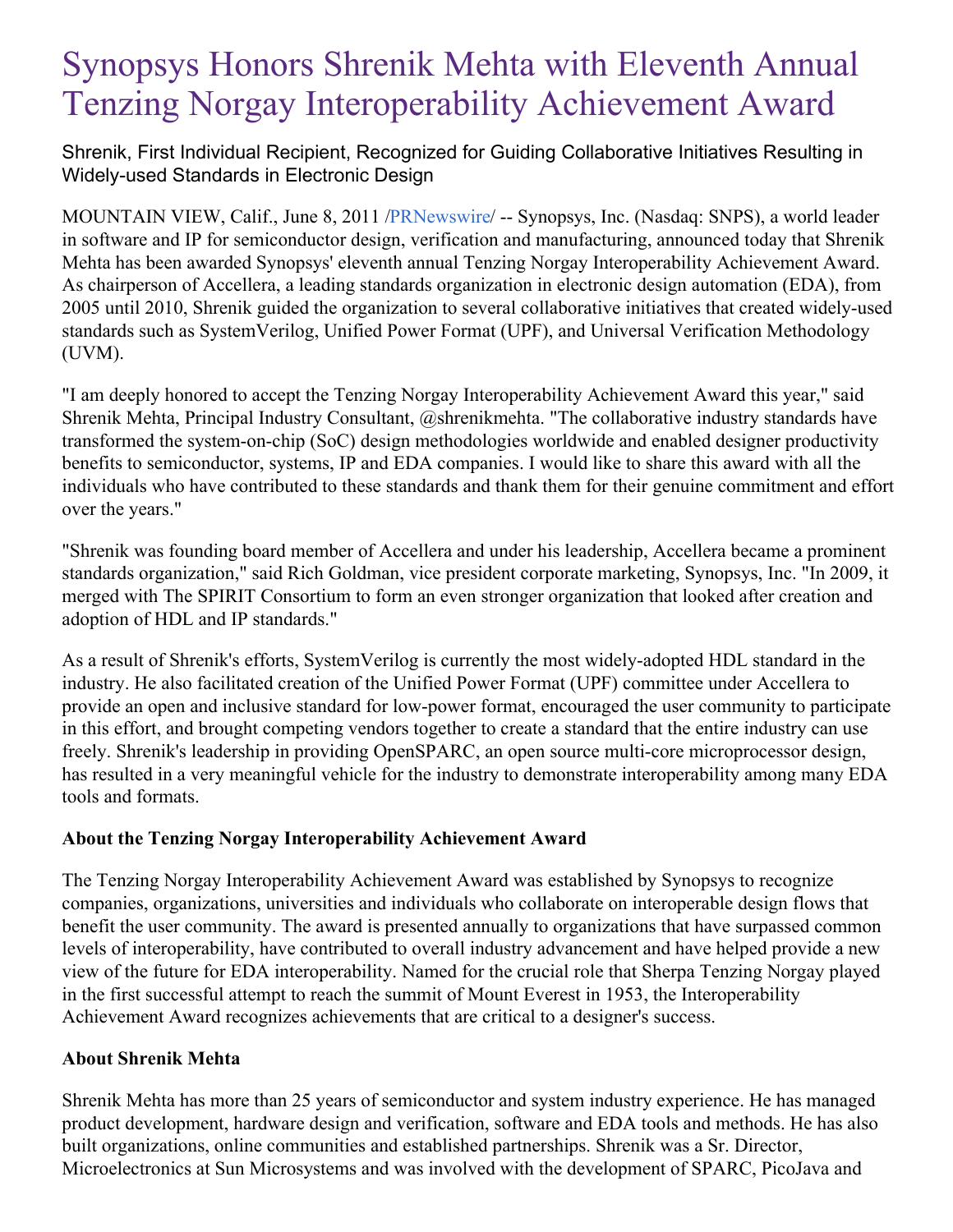# Synopsys Honors Shrenik Mehta with Eleventh Annual Tenzing Norgay Interoperability Achievement Award

Shrenik, First Individual Recipient, Recognized for Guiding Collaborative Initiatives Resulting in Widely-used Standards in Electronic Design

MOUNTAIN VIEW, Calif., June 8, 2011 /PRNewswire/ -- Synopsys, Inc. (Nasdaq: SNPS), a world leader in software and IP for semiconductor design, verification and manufacturing, announced today that Shrenik Mehta has been awarded Synopsys' eleventh annual Tenzing Norgay Interoperability Achievement Award. As chairperson of Accellera, a leading standards organization in electronic design automation (EDA), from 2005 until 2010, Shrenik guided the organization to several collaborative initiatives that created widely-used standards such as SystemVerilog, Unified Power Format (UPF), and Universal Verification Methodology (UVM).

"I am deeply honored to accept the Tenzing Norgay Interoperability Achievement Award this year," said Shrenik Mehta, Principal Industry Consultant, @shrenikmehta. "The collaborative industry standards have transformed the system-on-chip (SoC) design methodologies worldwide and enabled designer productivity benefits to semiconductor, systems, IP and EDA companies. I would like to share this award with all the individuals who have contributed to these standards and thank them for their genuine commitment and effort over the years."

"Shrenik was founding board member of Accellera and under his leadership, Accellera became a prominent standards organization," said Rich Goldman, vice president corporate marketing, Synopsys, Inc. "In 2009, it merged with The SPIRIT Consortium to form an even stronger organization that looked after creation and adoption of HDL and IP standards."

As a result of Shrenik's efforts, SystemVerilog is currently the most widely-adopted HDL standard in the industry. He also facilitated creation of the Unified Power Format (UPF) committee under Accellera to provide an open and inclusive standard for low-power format, encouraged the user community to participate in this effort, and brought competing vendors together to create a standard that the entire industry can use freely. Shrenik's leadership in providing OpenSPARC, an open source multi-core microprocessor design, has resulted in a very meaningful vehicle for the industry to demonstrate interoperability among many EDA tools and formats.

**About the Tenzing Norgay Interoperability Achievement Award**

The Tenzing Norgay Interoperability Achievement Award was established by Synopsys to recognize companies, organizations, universities and individuals who collaborate on interoperable design flows that benefit the user community. The award is presented annually to organizations that have surpassed common levels of interoperability, have contributed to overall industry advancement and have helped provide a new view of the future for EDA interoperability. Named for the crucial role that Sherpa Tenzing Norgay played in the first successful attempt to reach the summit of Mount Everest in 1953, the Interoperability Achievement Award recognizes achievements that are critical to a designer's success.

**About Shrenik Mehta**

Shrenik Mehta has more than 25 years of semiconductor and system industry experience. He has managed product development, hardware design and verification, software and EDA tools and methods. He has also built organizations, online communities and established partnerships. Shrenik was a Sr. Director, Microelectronics at Sun Microsystems and was involved with the development of SPARC, PicoJava and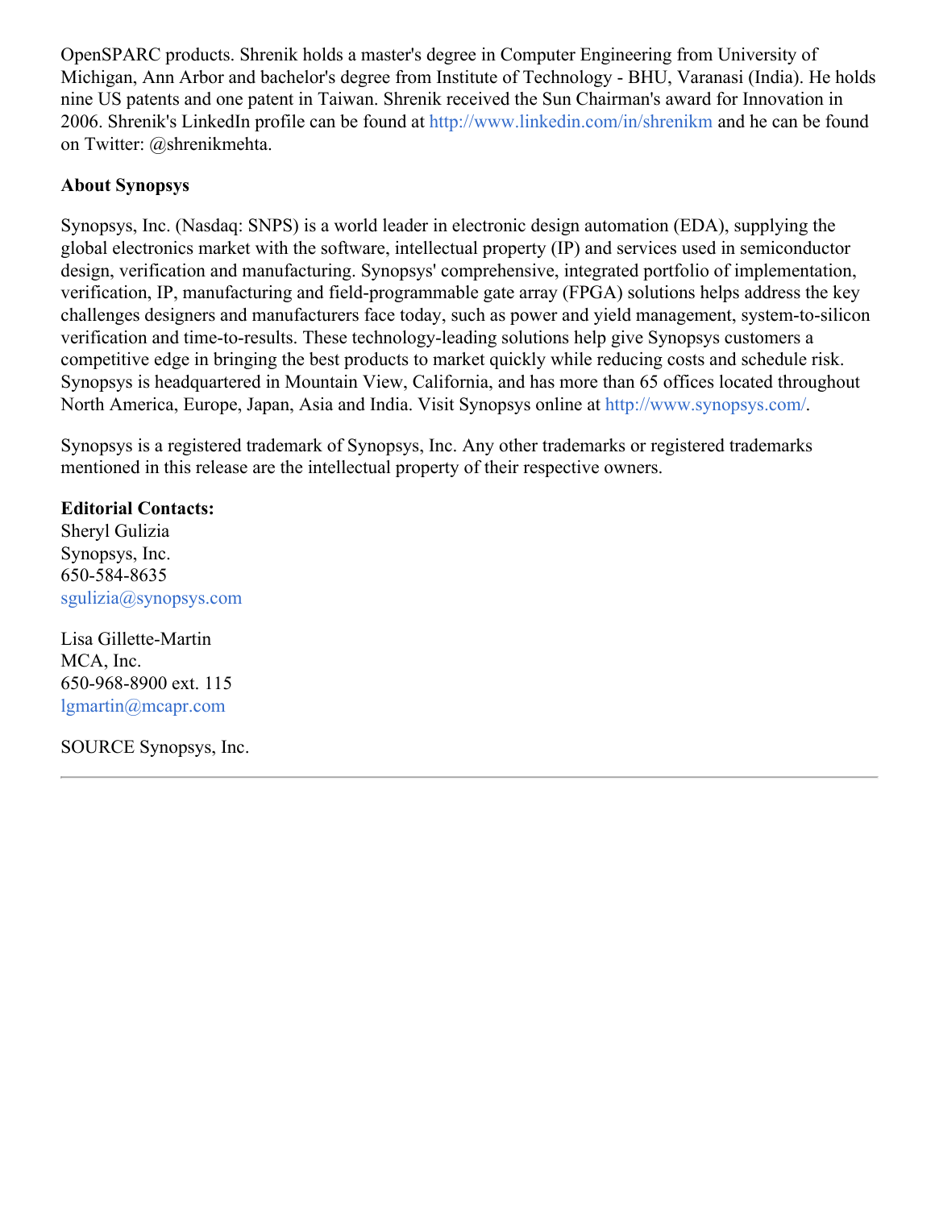OpenSPARC products. Shrenik holds a master's degree in Computer Engineering from University of Michigan, Ann Arbor and bachelor's degree from Institute of Technology - BHU, Varanasi (India). He holds nine US patents and one patent in Taiwan. Shrenik received the Sun Chairman's award for Innovation in 2006. Shrenik's LinkedIn profile can be found at http://www.linkedin.com/in/shrenikm and he can be found on Twitter: @shrenikmehta.

**About Synopsys**

Synopsys, Inc. (Nasdaq: SNPS) is a world leader in electronic design automation (EDA), supplying the global electronics market with the software, intellectual property (IP) and services used in semiconductor design, verification and manufacturing. Synopsys' comprehensive, integrated portfolio of implementation, verification, IP, manufacturing and field-programmable gate array (FPGA) solutions helps address the key challenges designers and manufacturers face today, such as power and yield management, system-to-silicon verification and time-to-results. These technology-leading solutions help give Synopsys customers a competitive edge in bringing the best products to market quickly while reducing costs and schedule risk. Synopsys is headquartered in Mountain View, California, and has more than 65 offices located throughout North America, Europe, Japan, Asia and India. Visit Synopsys online at http://www.synopsys.com/.

Synopsys is a registered trademark of Synopsys, Inc. Any other trademarks or registered trademarks mentioned in this release are the intellectual property of their respective owners.

**Editorial Contacts:**
Sheryl Gulizia
Synopsys, Inc.
650-584-8635
sgulizia@synopsys.com

Lisa Gillette-Martin
MCA, Inc.
650-968-8900 ext. 115
lgmartin@mcapr.com

SOURCE Synopsys, Inc.